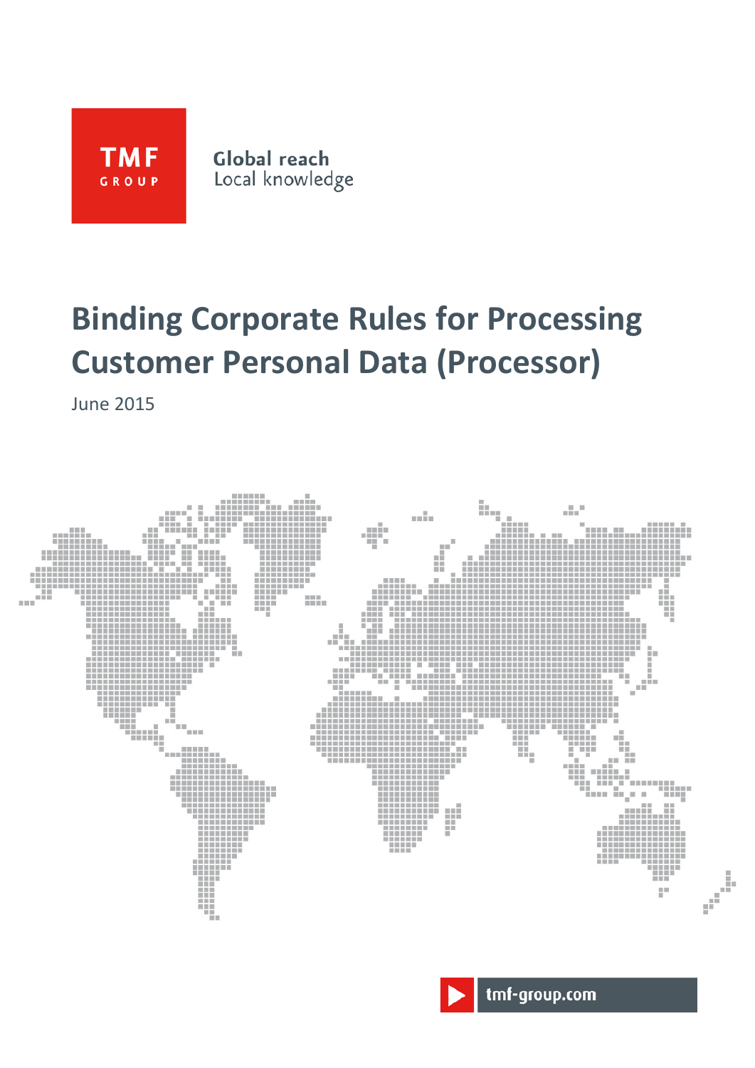TMF GROUP

Global reach
Local knowledge

# Binding Corporate Rules for Processing Customer Personal Data (Processor)

June 2015

tmf-group.com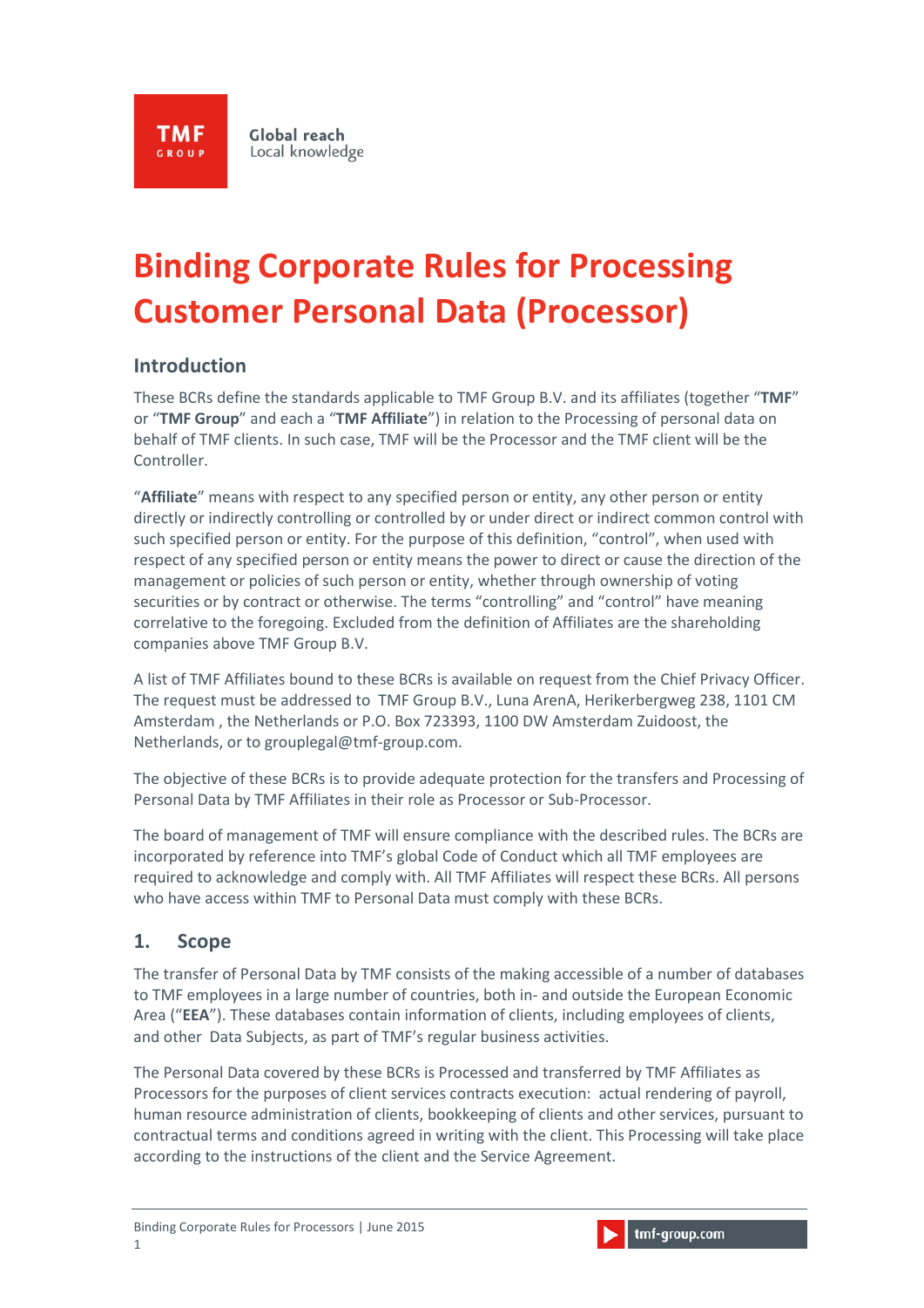# Binding Corporate Rules for Processing Customer Personal Data (Processor)

## Introduction

These BCRs define the standards applicable to TMF Group B.V. and its affiliates (together "**TMF**" or "**TMF Group**" and each a "**TMF Affiliate**") in relation to the Processing of personal data on behalf of TMF clients. In such case, TMF will be the Processor and the TMF client will be the Controller.

"**Affiliate**" means with respect to any specified person or entity, any other person or entity directly or indirectly controlling or controlled by or under direct or indirect common control with such specified person or entity. For the purpose of this definition, "control", when used with respect of any specified person or entity means the power to direct or cause the direction of the management or policies of such person or entity, whether through ownership of voting securities or by contract or otherwise. The terms "controlling" and "control" have meaning correlative to the foregoing. Excluded from the definition of Affiliates are the shareholding companies above TMF Group B.V.

A list of TMF Affiliates bound to these BCRs is available on request from the Chief Privacy Officer. The request must be addressed to TMF Group B.V., Luna ArenA, Herikerbergweg 238, 1101 CM Amsterdam , the Netherlands or P.O. Box 723393, 1100 DW Amsterdam Zuidoost, the Netherlands, or to grouplegal@tmf-group.com.

The objective of these BCRs is to provide adequate protection for the transfers and Processing of Personal Data by TMF Affiliates in their role as Processor or Sub-Processor.

The board of management of TMF will ensure compliance with the described rules. The BCRs are incorporated by reference into TMF's global Code of Conduct which all TMF employees are required to acknowledge and comply with. All TMF Affiliates will respect these BCRs. All persons who have access within TMF to Personal Data must comply with these BCRs.

## 1. Scope

The transfer of Personal Data by TMF consists of the making accessible of a number of databases to TMF employees in a large number of countries, both in- and outside the European Economic Area ("**EEA**"). These databases contain information of clients, including employees of clients, and other Data Subjects, as part of TMF's regular business activities.

The Personal Data covered by these BCRs is Processed and transferred by TMF Affiliates as Processors for the purposes of client services contracts execution: actual rendering of payroll, human resource administration of clients, bookkeeping of clients and other services, pursuant to contractual terms and conditions agreed in writing with the client. This Processing will take place according to the instructions of the client and the Service Agreement.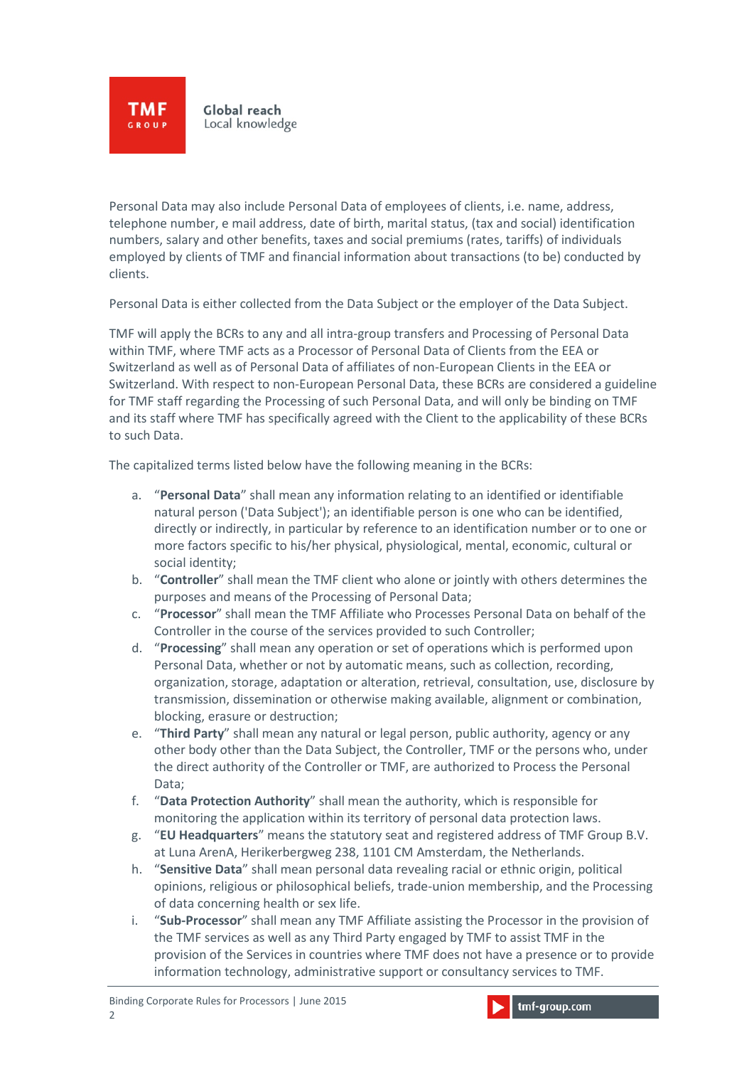Personal Data may also include Personal Data of employees of clients, i.e. name, address, telephone number, e mail address, date of birth, marital status, (tax and social) identification numbers, salary and other benefits, taxes and social premiums (rates, tariffs) of individuals employed by clients of TMF and financial information about transactions (to be) conducted by clients.

Personal Data is either collected from the Data Subject or the employer of the Data Subject.

TMF will apply the BCRs to any and all intra-group transfers and Processing of Personal Data within TMF, where TMF acts as a Processor of Personal Data of Clients from the EEA or Switzerland as well as of Personal Data of affiliates of non-European Clients in the EEA or Switzerland. With respect to non-European Personal Data, these BCRs are considered a guideline for TMF staff regarding the Processing of such Personal Data, and will only be binding on TMF and its staff where TMF has specifically agreed with the Client to the applicability of these BCRs to such Data.

The capitalized terms listed below have the following meaning in the BCRs:

a. "**Personal Data**" shall mean any information relating to an identified or identifiable natural person ('Data Subject'); an identifiable person is one who can be identified, directly or indirectly, in particular by reference to an identification number or to one or more factors specific to his/her physical, physiological, mental, economic, cultural or social identity;
b. "**Controller**" shall mean the TMF client who alone or jointly with others determines the purposes and means of the Processing of Personal Data;
c. "**Processor**" shall mean the TMF Affiliate who Processes Personal Data on behalf of the Controller in the course of the services provided to such Controller;
d. "**Processing**" shall mean any operation or set of operations which is performed upon Personal Data, whether or not by automatic means, such as collection, recording, organization, storage, adaptation or alteration, retrieval, consultation, use, disclosure by transmission, dissemination or otherwise making available, alignment or combination, blocking, erasure or destruction;
e. "**Third Party**" shall mean any natural or legal person, public authority, agency or any other body other than the Data Subject, the Controller, TMF or the persons who, under the direct authority of the Controller or TMF, are authorized to Process the Personal Data;
f. "**Data Protection Authority**" shall mean the authority, which is responsible for monitoring the application within its territory of personal data protection laws.
g. "**EU Headquarters**" means the statutory seat and registered address of TMF Group B.V. at Luna ArenA, Herikerbergweg 238, 1101 CM Amsterdam, the Netherlands.
h. "**Sensitive Data**" shall mean personal data revealing racial or ethnic origin, political opinions, religious or philosophical beliefs, trade-union membership, and the Processing of data concerning health or sex life.
i. "**Sub-Processor**" shall mean any TMF Affiliate assisting the Processor in the provision of the TMF services as well as any Third Party engaged by TMF to assist TMF in the provision of the Services in countries where TMF does not have a presence or to provide information technology, administrative support or consultancy services to TMF.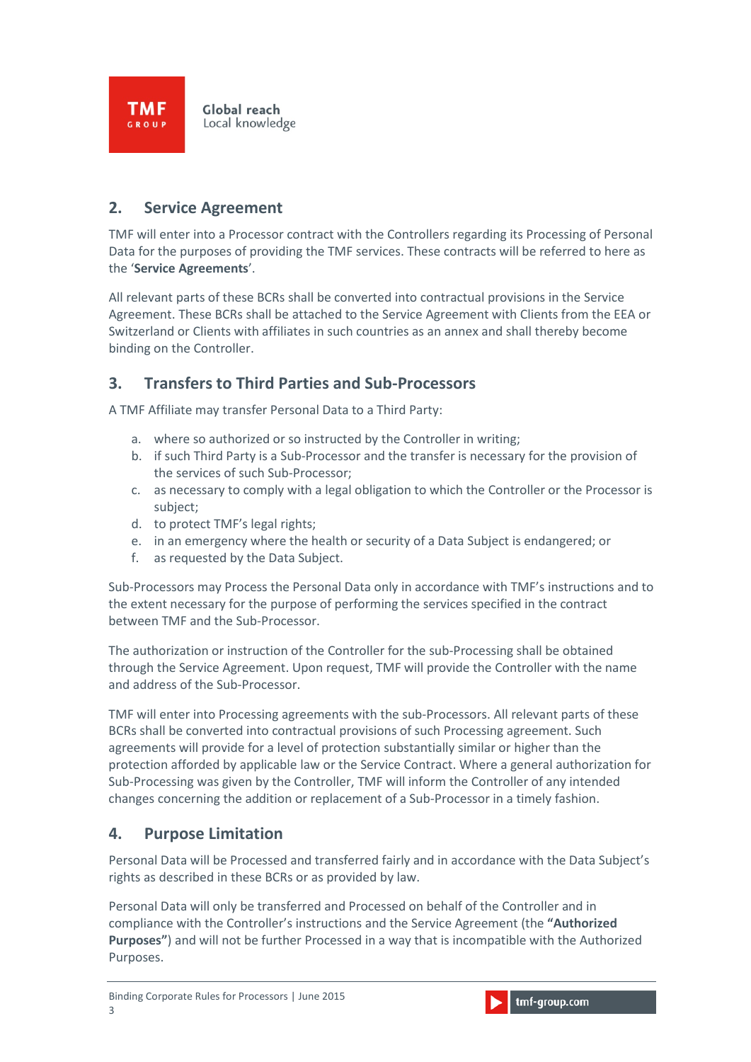## 2. Service Agreement

TMF will enter into a Processor contract with the Controllers regarding its Processing of Personal Data for the purposes of providing the TMF services. These contracts will be referred to here as the '**Service Agreements**'.

All relevant parts of these BCRs shall be converted into contractual provisions in the Service Agreement. These BCRs shall be attached to the Service Agreement with Clients from the EEA or Switzerland or Clients with affiliates in such countries as an annex and shall thereby become binding on the Controller.

## 3. Transfers to Third Parties and Sub-Processors

A TMF Affiliate may transfer Personal Data to a Third Party:

a. where so authorized or so instructed by the Controller in writing;
b. if such Third Party is a Sub-Processor and the transfer is necessary for the provision of the services of such Sub-Processor;
c. as necessary to comply with a legal obligation to which the Controller or the Processor is subject;
d. to protect TMF's legal rights;
e. in an emergency where the health or security of a Data Subject is endangered; or
f. as requested by the Data Subject.

Sub-Processors may Process the Personal Data only in accordance with TMF's instructions and to the extent necessary for the purpose of performing the services specified in the contract between TMF and the Sub-Processor.

The authorization or instruction of the Controller for the sub-Processing shall be obtained through the Service Agreement. Upon request, TMF will provide the Controller with the name and address of the Sub-Processor.

TMF will enter into Processing agreements with the sub-Processors. All relevant parts of these BCRs shall be converted into contractual provisions of such Processing agreement. Such agreements will provide for a level of protection substantially similar or higher than the protection afforded by applicable law or the Service Contract. Where a general authorization for Sub-Processing was given by the Controller, TMF will inform the Controller of any intended changes concerning the addition or replacement of a Sub-Processor in a timely fashion.

## 4. Purpose Limitation

Personal Data will be Processed and transferred fairly and in accordance with the Data Subject's rights as described in these BCRs or as provided by law.

Personal Data will only be transferred and Processed on behalf of the Controller and in compliance with the Controller's instructions and the Service Agreement (the **"Authorized Purposes"**) and will not be further Processed in a way that is incompatible with the Authorized Purposes.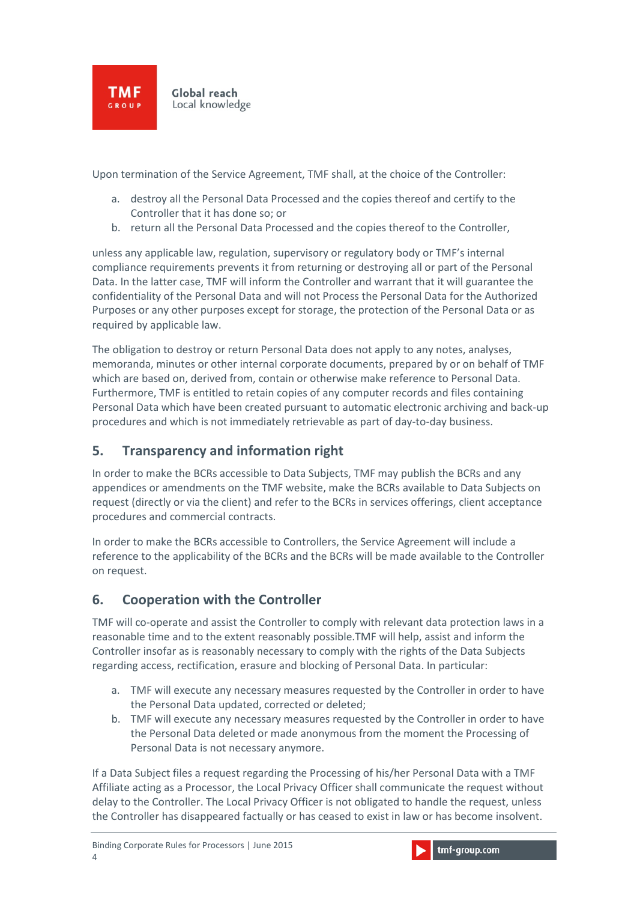Upon termination of the Service Agreement, TMF shall, at the choice of the Controller:

a. destroy all the Personal Data Processed and the copies thereof and certify to the Controller that it has done so; or
b. return all the Personal Data Processed and the copies thereof to the Controller,

unless any applicable law, regulation, supervisory or regulatory body or TMF's internal compliance requirements prevents it from returning or destroying all or part of the Personal Data. In the latter case, TMF will inform the Controller and warrant that it will guarantee the confidentiality of the Personal Data and will not Process the Personal Data for the Authorized Purposes or any other purposes except for storage, the protection of the Personal Data or as required by applicable law.

The obligation to destroy or return Personal Data does not apply to any notes, analyses, memoranda, minutes or other internal corporate documents, prepared by or on behalf of TMF which are based on, derived from, contain or otherwise make reference to Personal Data. Furthermore, TMF is entitled to retain copies of any computer records and files containing Personal Data which have been created pursuant to automatic electronic archiving and back-up procedures and which is not immediately retrievable as part of day-to-day business.

## 5. Transparency and information right

In order to make the BCRs accessible to Data Subjects, TMF may publish the BCRs and any appendices or amendments on the TMF website, make the BCRs available to Data Subjects on request (directly or via the client) and refer to the BCRs in services offerings, client acceptance procedures and commercial contracts.

In order to make the BCRs accessible to Controllers, the Service Agreement will include a reference to the applicability of the BCRs and the BCRs will be made available to the Controller on request.

## 6. Cooperation with the Controller

TMF will co-operate and assist the Controller to comply with relevant data protection laws in a reasonable time and to the extent reasonably possible.TMF will help, assist and inform the Controller insofar as is reasonably necessary to comply with the rights of the Data Subjects regarding access, rectification, erasure and blocking of Personal Data. In particular:

a. TMF will execute any necessary measures requested by the Controller in order to have the Personal Data updated, corrected or deleted;
b. TMF will execute any necessary measures requested by the Controller in order to have the Personal Data deleted or made anonymous from the moment the Processing of Personal Data is not necessary anymore.

If a Data Subject files a request regarding the Processing of his/her Personal Data with a TMF Affiliate acting as a Processor, the Local Privacy Officer shall communicate the request without delay to the Controller. The Local Privacy Officer is not obligated to handle the request, unless the Controller has disappeared factually or has ceased to exist in law or has become insolvent.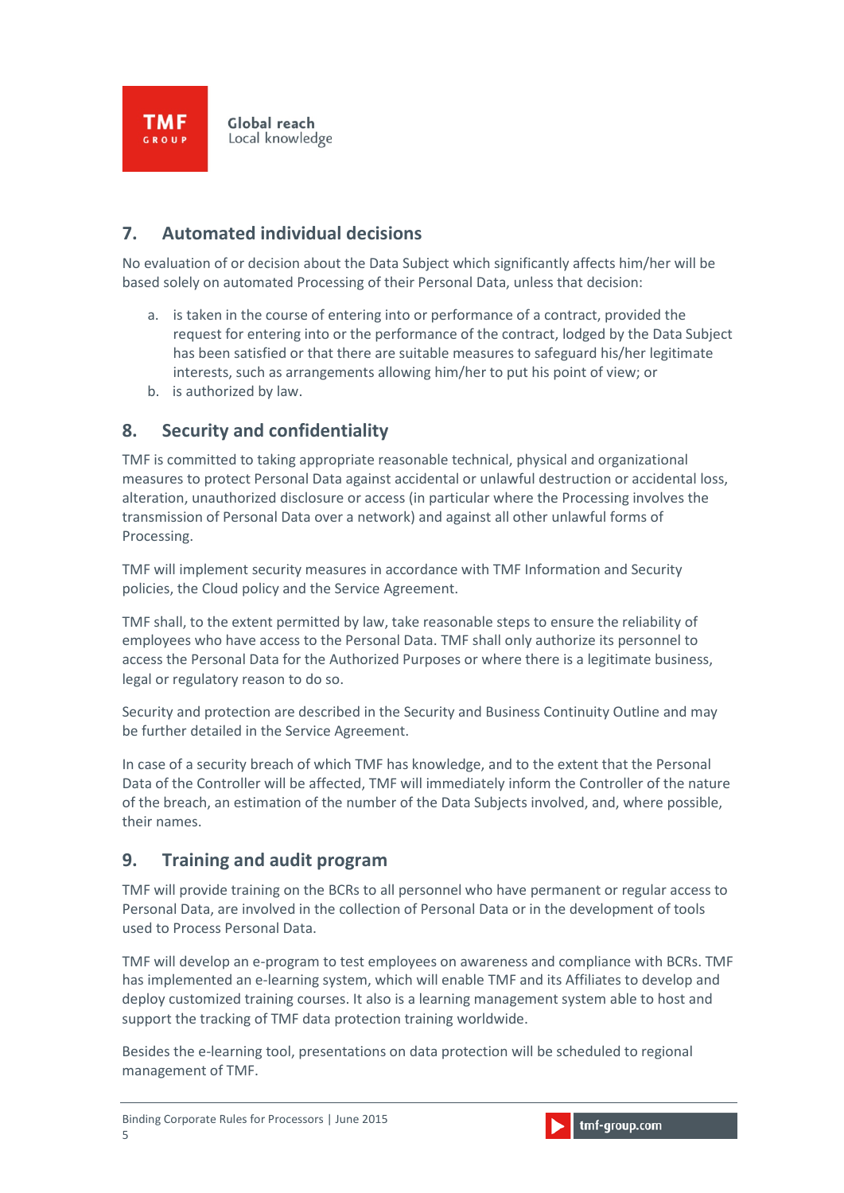## 7. Automated individual decisions

No evaluation of or decision about the Data Subject which significantly affects him/her will be based solely on automated Processing of their Personal Data, unless that decision:

a. is taken in the course of entering into or performance of a contract, provided the request for entering into or the performance of the contract, lodged by the Data Subject has been satisfied or that there are suitable measures to safeguard his/her legitimate interests, such as arrangements allowing him/her to put his point of view; or
b. is authorized by law.

## 8. Security and confidentiality

TMF is committed to taking appropriate reasonable technical, physical and organizational measures to protect Personal Data against accidental or unlawful destruction or accidental loss, alteration, unauthorized disclosure or access (in particular where the Processing involves the transmission of Personal Data over a network) and against all other unlawful forms of Processing.

TMF will implement security measures in accordance with TMF Information and Security policies, the Cloud policy and the Service Agreement.

TMF shall, to the extent permitted by law, take reasonable steps to ensure the reliability of employees who have access to the Personal Data. TMF shall only authorize its personnel to access the Personal Data for the Authorized Purposes or where there is a legitimate business, legal or regulatory reason to do so.

Security and protection are described in the Security and Business Continuity Outline and may be further detailed in the Service Agreement.

In case of a security breach of which TMF has knowledge, and to the extent that the Personal Data of the Controller will be affected, TMF will immediately inform the Controller of the nature of the breach, an estimation of the number of the Data Subjects involved, and, where possible, their names.

## 9. Training and audit program

TMF will provide training on the BCRs to all personnel who have permanent or regular access to Personal Data, are involved in the collection of Personal Data or in the development of tools used to Process Personal Data.

TMF will develop an e-program to test employees on awareness and compliance with BCRs. TMF has implemented an e-learning system, which will enable TMF and its Affiliates to develop and deploy customized training courses. It also is a learning management system able to host and support the tracking of TMF data protection training worldwide.

Besides the e-learning tool, presentations on data protection will be scheduled to regional management of TMF.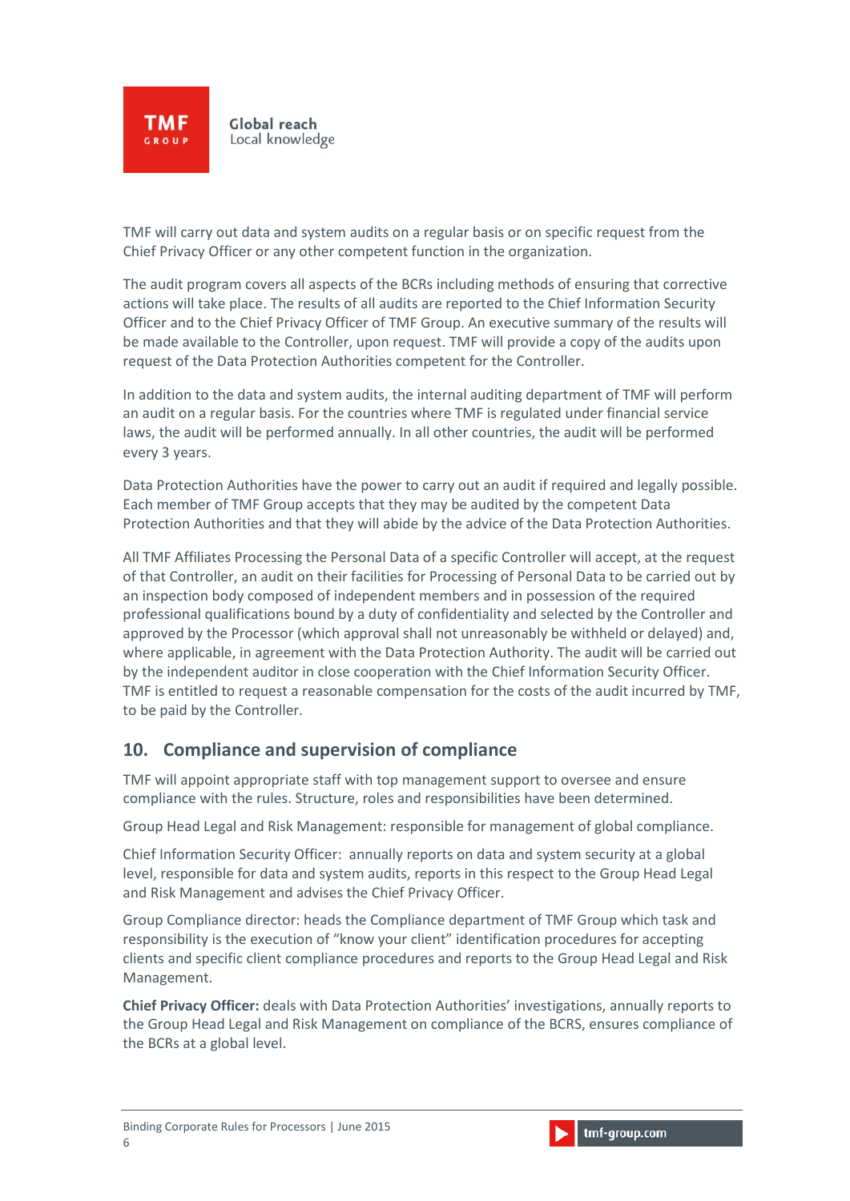TMF will carry out data and system audits on a regular basis or on specific request from the Chief Privacy Officer or any other competent function in the organization.

The audit program covers all aspects of the BCRs including methods of ensuring that corrective actions will take place. The results of all audits are reported to the Chief Information Security Officer and to the Chief Privacy Officer of TMF Group. An executive summary of the results will be made available to the Controller, upon request. TMF will provide a copy of the audits upon request of the Data Protection Authorities competent for the Controller.

In addition to the data and system audits, the internal auditing department of TMF will perform an audit on a regular basis. For the countries where TMF is regulated under financial service laws, the audit will be performed annually. In all other countries, the audit will be performed every 3 years.

Data Protection Authorities have the power to carry out an audit if required and legally possible. Each member of TMF Group accepts that they may be audited by the competent Data Protection Authorities and that they will abide by the advice of the Data Protection Authorities.

All TMF Affiliates Processing the Personal Data of a specific Controller will accept, at the request of that Controller, an audit on their facilities for Processing of Personal Data to be carried out by an inspection body composed of independent members and in possession of the required professional qualifications bound by a duty of confidentiality and selected by the Controller and approved by the Processor (which approval shall not unreasonably be withheld or delayed) and, where applicable, in agreement with the Data Protection Authority. The audit will be carried out by the independent auditor in close cooperation with the Chief Information Security Officer. TMF is entitled to request a reasonable compensation for the costs of the audit incurred by TMF, to be paid by the Controller.

## 10. Compliance and supervision of compliance

TMF will appoint appropriate staff with top management support to oversee and ensure compliance with the rules. Structure, roles and responsibilities have been determined.

Group Head Legal and Risk Management: responsible for management of global compliance.

Chief Information Security Officer: annually reports on data and system security at a global level, responsible for data and system audits, reports in this respect to the Group Head Legal and Risk Management and advises the Chief Privacy Officer.

Group Compliance director: heads the Compliance department of TMF Group which task and responsibility is the execution of "know your client" identification procedures for accepting clients and specific client compliance procedures and reports to the Group Head Legal and Risk Management.

**Chief Privacy Officer:** deals with Data Protection Authorities' investigations, annually reports to the Group Head Legal and Risk Management on compliance of the BCRS, ensures compliance of the BCRs at a global level.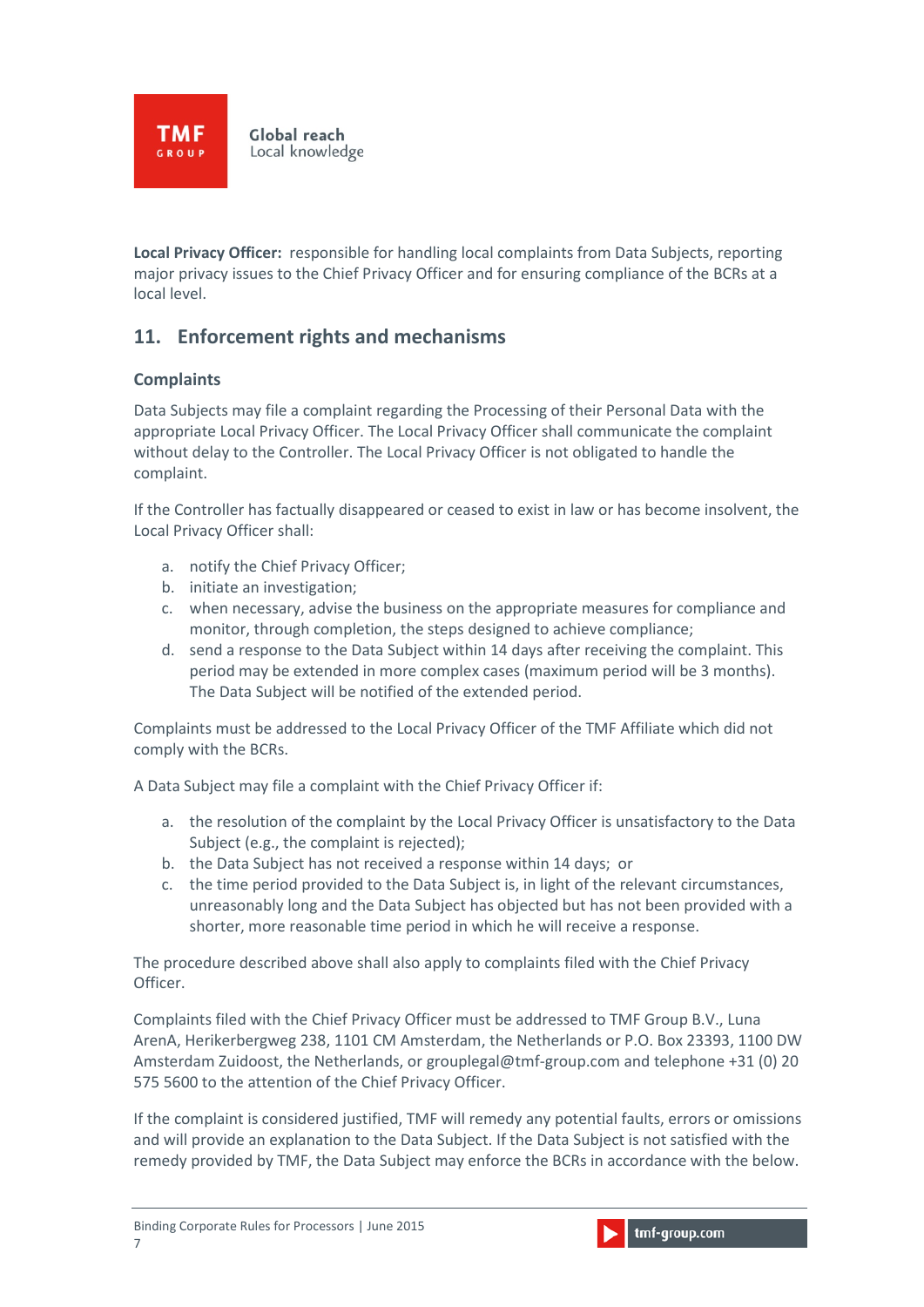**Local Privacy Officer:** responsible for handling local complaints from Data Subjects, reporting major privacy issues to the Chief Privacy Officer and for ensuring compliance of the BCRs at a local level.

## 11. Enforcement rights and mechanisms

### Complaints

Data Subjects may file a complaint regarding the Processing of their Personal Data with the appropriate Local Privacy Officer. The Local Privacy Officer shall communicate the complaint without delay to the Controller. The Local Privacy Officer is not obligated to handle the complaint.

If the Controller has factually disappeared or ceased to exist in law or has become insolvent, the Local Privacy Officer shall:

a. notify the Chief Privacy Officer;
b. initiate an investigation;
c. when necessary, advise the business on the appropriate measures for compliance and monitor, through completion, the steps designed to achieve compliance;
d. send a response to the Data Subject within 14 days after receiving the complaint. This period may be extended in more complex cases (maximum period will be 3 months). The Data Subject will be notified of the extended period.

Complaints must be addressed to the Local Privacy Officer of the TMF Affiliate which did not comply with the BCRs.

A Data Subject may file a complaint with the Chief Privacy Officer if:

a. the resolution of the complaint by the Local Privacy Officer is unsatisfactory to the Data Subject (e.g., the complaint is rejected);
b. the Data Subject has not received a response within 14 days; or
c. the time period provided to the Data Subject is, in light of the relevant circumstances, unreasonably long and the Data Subject has objected but has not been provided with a shorter, more reasonable time period in which he will receive a response.

The procedure described above shall also apply to complaints filed with the Chief Privacy Officer.

Complaints filed with the Chief Privacy Officer must be addressed to TMF Group B.V., Luna ArenA, Herikerbergweg 238, 1101 CM Amsterdam, the Netherlands or P.O. Box 23393, 1100 DW Amsterdam Zuidoost, the Netherlands, or grouplegal@tmf-group.com and telephone +31 (0) 20 575 5600 to the attention of the Chief Privacy Officer.

If the complaint is considered justified, TMF will remedy any potential faults, errors or omissions and will provide an explanation to the Data Subject. If the Data Subject is not satisfied with the remedy provided by TMF, the Data Subject may enforce the BCRs in accordance with the below.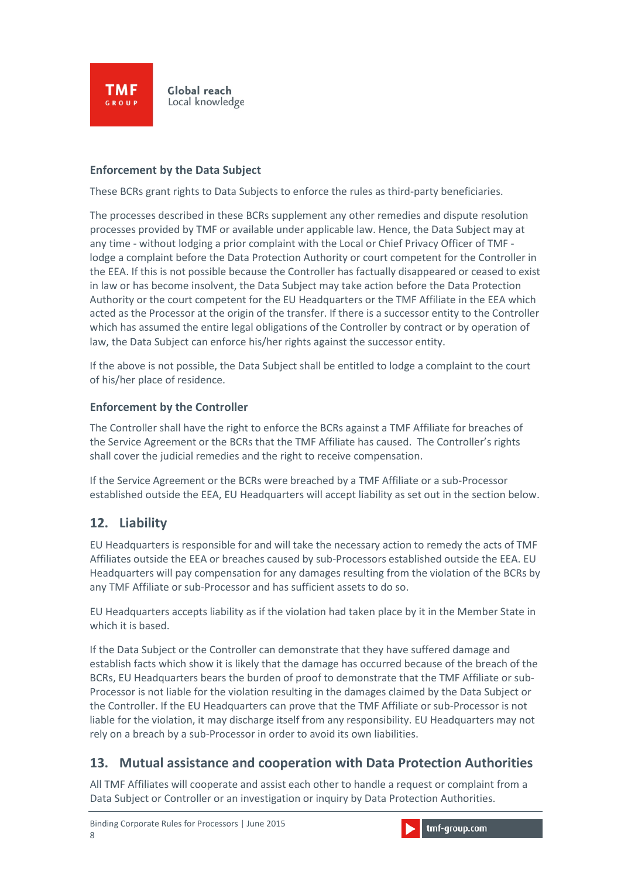### Enforcement by the Data Subject

These BCRs grant rights to Data Subjects to enforce the rules as third-party beneficiaries.

The processes described in these BCRs supplement any other remedies and dispute resolution processes provided by TMF or available under applicable law. Hence, the Data Subject may at any time - without lodging a prior complaint with the Local or Chief Privacy Officer of TMF - lodge a complaint before the Data Protection Authority or court competent for the Controller in the EEA. If this is not possible because the Controller has factually disappeared or ceased to exist in law or has become insolvent, the Data Subject may take action before the Data Protection Authority or the court competent for the EU Headquarters or the TMF Affiliate in the EEA which acted as the Processor at the origin of the transfer. If there is a successor entity to the Controller which has assumed the entire legal obligations of the Controller by contract or by operation of law, the Data Subject can enforce his/her rights against the successor entity.

If the above is not possible, the Data Subject shall be entitled to lodge a complaint to the court of his/her place of residence.

### Enforcement by the Controller

The Controller shall have the right to enforce the BCRs against a TMF Affiliate for breaches of the Service Agreement or the BCRs that the TMF Affiliate has caused. The Controller's rights shall cover the judicial remedies and the right to receive compensation.

If the Service Agreement or the BCRs were breached by a TMF Affiliate or a sub-Processor established outside the EEA, EU Headquarters will accept liability as set out in the section below.

## 12. Liability

EU Headquarters is responsible for and will take the necessary action to remedy the acts of TMF Affiliates outside the EEA or breaches caused by sub-Processors established outside the EEA. EU Headquarters will pay compensation for any damages resulting from the violation of the BCRs by any TMF Affiliate or sub-Processor and has sufficient assets to do so.

EU Headquarters accepts liability as if the violation had taken place by it in the Member State in which it is based.

If the Data Subject or the Controller can demonstrate that they have suffered damage and establish facts which show it is likely that the damage has occurred because of the breach of the BCRs, EU Headquarters bears the burden of proof to demonstrate that the TMF Affiliate or sub-Processor is not liable for the violation resulting in the damages claimed by the Data Subject or the Controller. If the EU Headquarters can prove that the TMF Affiliate or sub-Processor is not liable for the violation, it may discharge itself from any responsibility. EU Headquarters may not rely on a breach by a sub-Processor in order to avoid its own liabilities.

## 13. Mutual assistance and cooperation with Data Protection Authorities

All TMF Affiliates will cooperate and assist each other to handle a request or complaint from a Data Subject or Controller or an investigation or inquiry by Data Protection Authorities.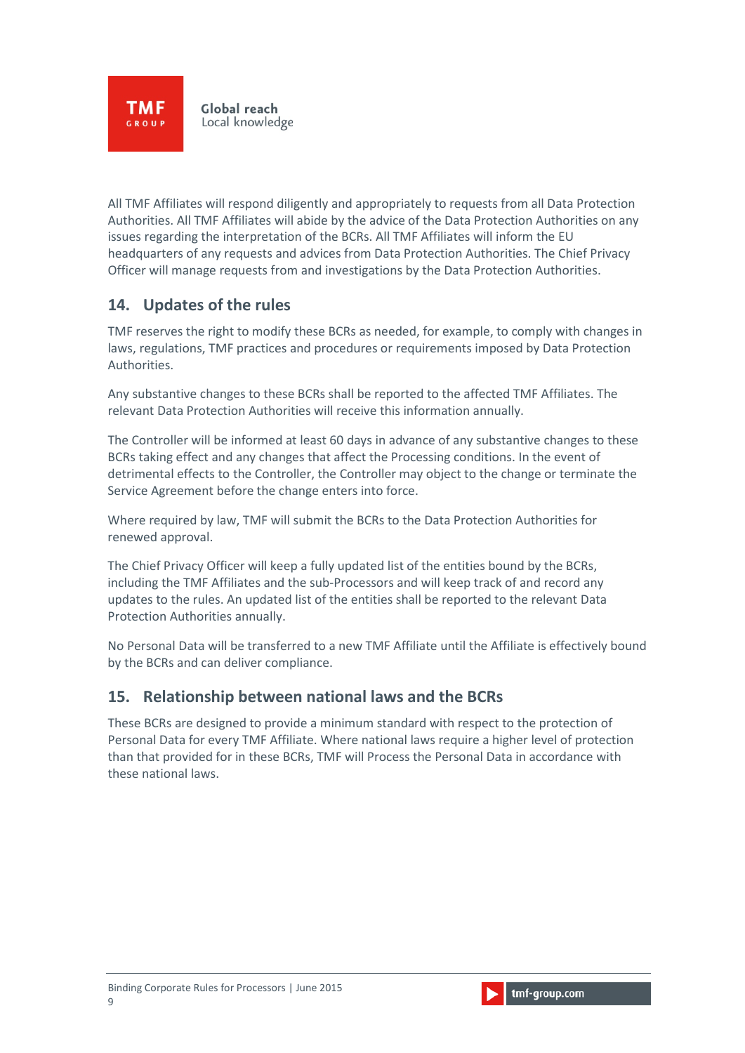All TMF Affiliates will respond diligently and appropriately to requests from all Data Protection Authorities. All TMF Affiliates will abide by the advice of the Data Protection Authorities on any issues regarding the interpretation of the BCRs. All TMF Affiliates will inform the EU headquarters of any requests and advices from Data Protection Authorities. The Chief Privacy Officer will manage requests from and investigations by the Data Protection Authorities.

## 14. Updates of the rules

TMF reserves the right to modify these BCRs as needed, for example, to comply with changes in laws, regulations, TMF practices and procedures or requirements imposed by Data Protection Authorities.

Any substantive changes to these BCRs shall be reported to the affected TMF Affiliates. The relevant Data Protection Authorities will receive this information annually.

The Controller will be informed at least 60 days in advance of any substantive changes to these BCRs taking effect and any changes that affect the Processing conditions. In the event of detrimental effects to the Controller, the Controller may object to the change or terminate the Service Agreement before the change enters into force.

Where required by law, TMF will submit the BCRs to the Data Protection Authorities for renewed approval.

The Chief Privacy Officer will keep a fully updated list of the entities bound by the BCRs, including the TMF Affiliates and the sub-Processors and will keep track of and record any updates to the rules. An updated list of the entities shall be reported to the relevant Data Protection Authorities annually.

No Personal Data will be transferred to a new TMF Affiliate until the Affiliate is effectively bound by the BCRs and can deliver compliance.

## 15. Relationship between national laws and the BCRs

These BCRs are designed to provide a minimum standard with respect to the protection of Personal Data for every TMF Affiliate. Where national laws require a higher level of protection than that provided for in these BCRs, TMF will Process the Personal Data in accordance with these national laws.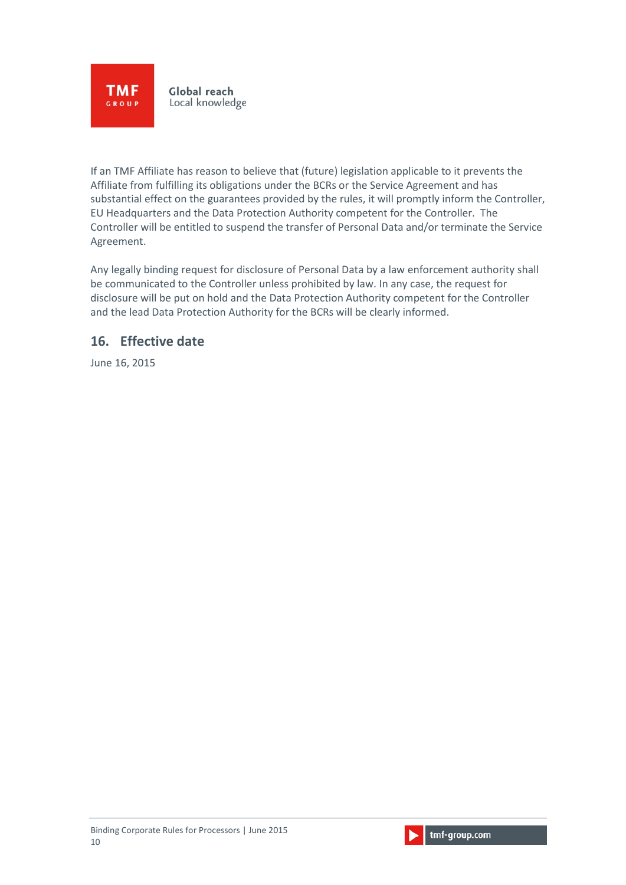If an TMF Affiliate has reason to believe that (future) legislation applicable to it prevents the Affiliate from fulfilling its obligations under the BCRs or the Service Agreement and has substantial effect on the guarantees provided by the rules, it will promptly inform the Controller, EU Headquarters and the Data Protection Authority competent for the Controller. The Controller will be entitled to suspend the transfer of Personal Data and/or terminate the Service Agreement.

Any legally binding request for disclosure of Personal Data by a law enforcement authority shall be communicated to the Controller unless prohibited by law. In any case, the request for disclosure will be put on hold and the Data Protection Authority competent for the Controller and the lead Data Protection Authority for the BCRs will be clearly informed.

## 16. Effective date

June 16, 2015